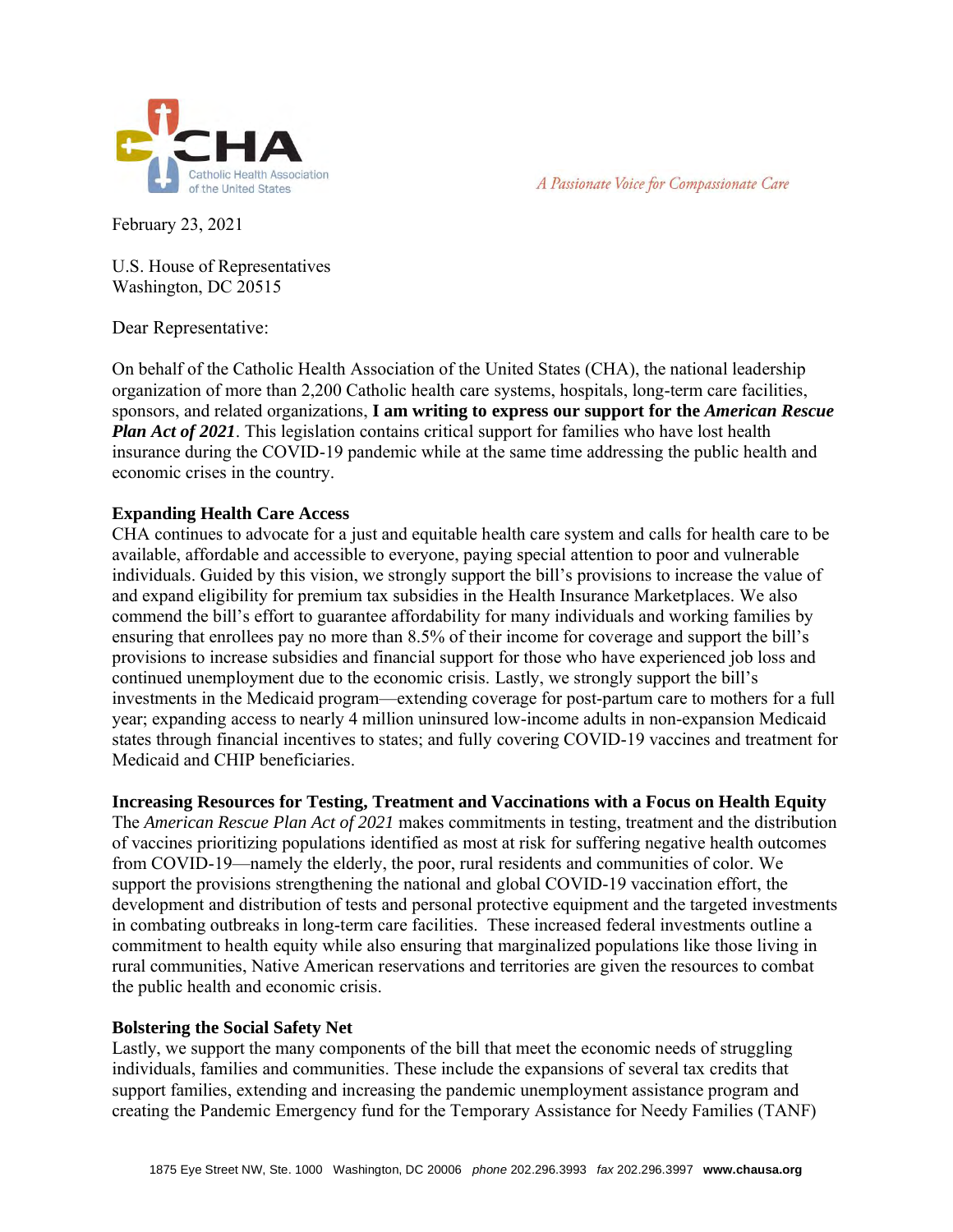**CHA**
Catholic Health Association of the United States

*A Passionate Voice for Compassionate Care*

February 23, 2021

U.S. House of Representatives
Washington, DC 20515

Dear Representative:

On behalf of the Catholic Health Association of the United States (CHA), the national leadership organization of more than 2,200 Catholic health care systems, hospitals, long-term care facilities, sponsors, and related organizations, **I am writing to express our support for the *American Rescue Plan Act of 2021***. This legislation contains critical support for families who have lost health insurance during the COVID-19 pandemic while at the same time addressing the public health and economic crises in the country.

**Expanding Health Care Access**

CHA continues to advocate for a just and equitable health care system and calls for health care to be available, affordable and accessible to everyone, paying special attention to poor and vulnerable individuals. Guided by this vision, we strongly support the bill's provisions to increase the value of and expand eligibility for premium tax subsidies in the Health Insurance Marketplaces. We also commend the bill's effort to guarantee affordability for many individuals and working families by ensuring that enrollees pay no more than 8.5% of their income for coverage and support the bill's provisions to increase subsidies and financial support for those who have experienced job loss and continued unemployment due to the economic crisis. Lastly, we strongly support the bill's investments in the Medicaid program—extending coverage for post-partum care to mothers for a full year; expanding access to nearly 4 million uninsured low-income adults in non-expansion Medicaid states through financial incentives to states; and fully covering COVID-19 vaccines and treatment for Medicaid and CHIP beneficiaries.

**Increasing Resources for Testing, Treatment and Vaccinations with a Focus on Health Equity**

The *American Rescue Plan Act of 2021* makes commitments in testing, treatment and the distribution of vaccines prioritizing populations identified as most at risk for suffering negative health outcomes from COVID-19—namely the elderly, the poor, rural residents and communities of color. We support the provisions strengthening the national and global COVID-19 vaccination effort, the development and distribution of tests and personal protective equipment and the targeted investments in combating outbreaks in long-term care facilities. These increased federal investments outline a commitment to health equity while also ensuring that marginalized populations like those living in rural communities, Native American reservations and territories are given the resources to combat the public health and economic crisis.

**Bolstering the Social Safety Net**

Lastly, we support the many components of the bill that meet the economic needs of struggling individuals, families and communities. These include the expansions of several tax credits that support families, extending and increasing the pandemic unemployment assistance program and creating the Pandemic Emergency fund for the Temporary Assistance for Needy Families (TANF)

1875 Eye Street NW, Ste. 1000 Washington, DC 20006 *phone* 202.296.3993 *fax* 202.296.3997 **www.chausa.org**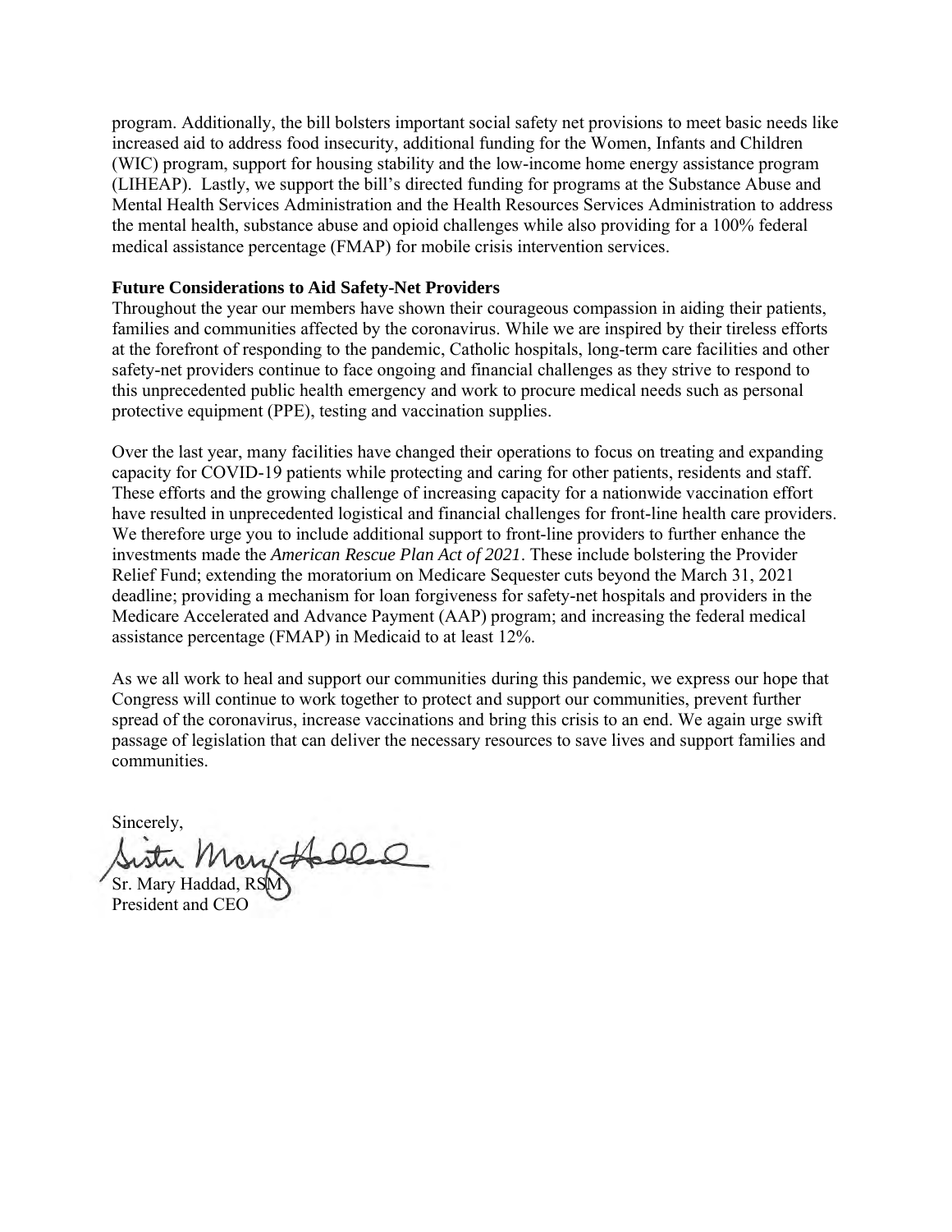program. Additionally, the bill bolsters important social safety net provisions to meet basic needs like increased aid to address food insecurity, additional funding for the Women, Infants and Children (WIC) program, support for housing stability and the low-income home energy assistance program (LIHEAP). Lastly, we support the bill's directed funding for programs at the Substance Abuse and Mental Health Services Administration and the Health Resources Services Administration to address the mental health, substance abuse and opioid challenges while also providing for a 100% federal medical assistance percentage (FMAP) for mobile crisis intervention services.

**Future Considerations to Aid Safety-Net Providers**

Throughout the year our members have shown their courageous compassion in aiding their patients, families and communities affected by the coronavirus. While we are inspired by their tireless efforts at the forefront of responding to the pandemic, Catholic hospitals, long-term care facilities and other safety-net providers continue to face ongoing and financial challenges as they strive to respond to this unprecedented public health emergency and work to procure medical needs such as personal protective equipment (PPE), testing and vaccination supplies.

Over the last year, many facilities have changed their operations to focus on treating and expanding capacity for COVID-19 patients while protecting and caring for other patients, residents and staff. These efforts and the growing challenge of increasing capacity for a nationwide vaccination effort have resulted in unprecedented logistical and financial challenges for front-line health care providers. We therefore urge you to include additional support to front-line providers to further enhance the investments made the *American Rescue Plan Act of 2021*. These include bolstering the Provider Relief Fund; extending the moratorium on Medicare Sequester cuts beyond the March 31, 2021 deadline; providing a mechanism for loan forgiveness for safety-net hospitals and providers in the Medicare Accelerated and Advance Payment (AAP) program; and increasing the federal medical assistance percentage (FMAP) in Medicaid to at least 12%.

As we all work to heal and support our communities during this pandemic, we express our hope that Congress will continue to work together to protect and support our communities, prevent further spread of the coronavirus, increase vaccinations and bring this crisis to an end. We again urge swift passage of legislation that can deliver the necessary resources to save lives and support families and communities.

Sincerely,

Sister Mary Haddad

Sr. Mary Haddad, RSM
President and CEO